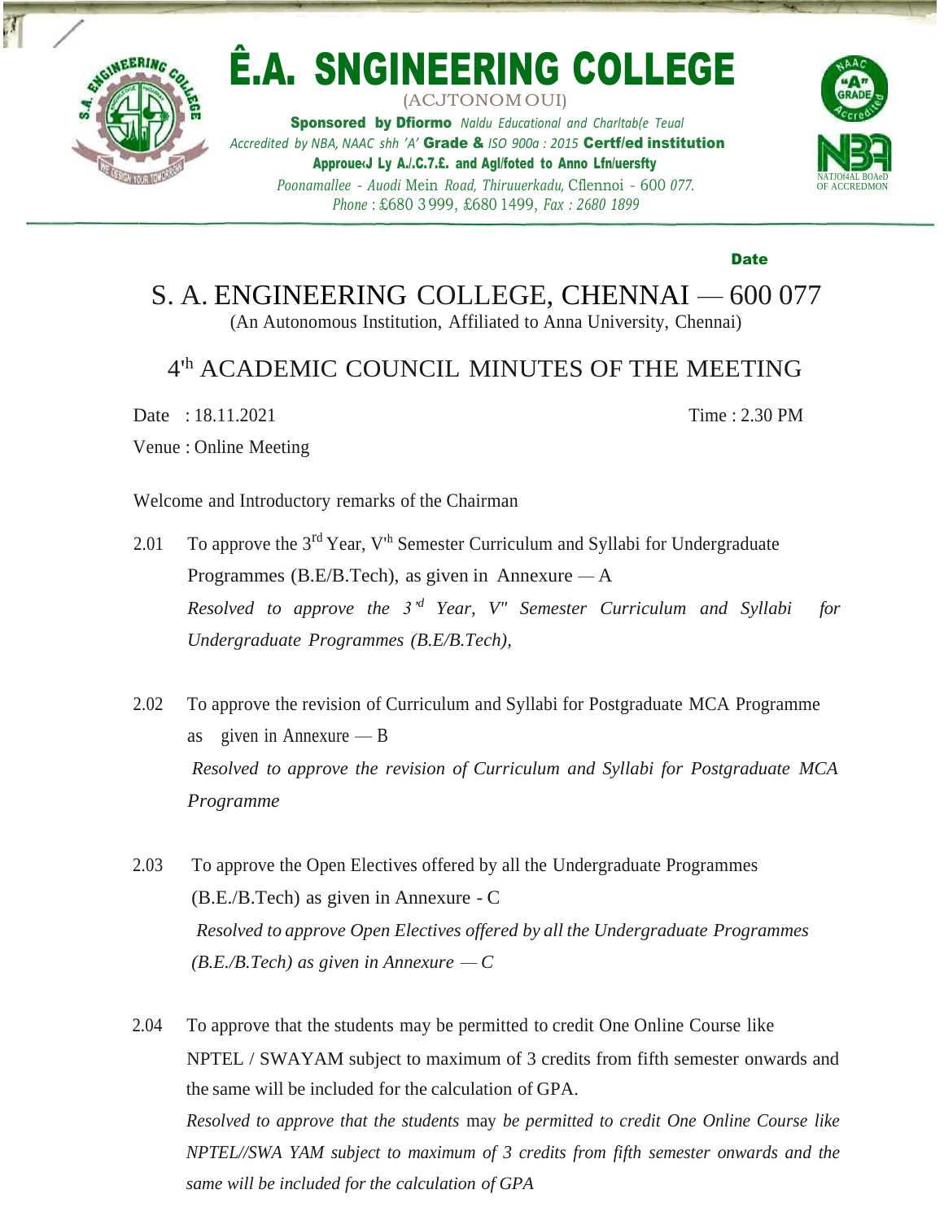# Ê.A. SNGINEERING COLLEGE

(ACJTONOM OUI)

**Sponsored by Dfiormo** *Naldu Educational and Charltab(e Teual*

*Accredited by NBA, NAAC shh 'A'* **Grade &** *ISO 900a : 2015* **Certf/ed institution**

**Approue‹J Ly A./.C.7.£. and Agl/foted to Anno Lfn/uersfty**

*Poonamallee - Auodi* Mein *Road, Thiruuerkadu,* Cflennoi - 600 *077.*

*Phone* : £680 3 999, £680 1499, *Fax : 2680 1899*

**Date**

## S. A. ENGINEERING COLLEGE, CHENNAI — 600 077

(An Autonomous Institution, Affiliated to Anna University, Chennai)

## 4'h ACADEMIC COUNCIL MINUTES OF THE MEETING

Date : 18.11.2021 Time : 2.30 PM

Venue : Online Meeting

Welcome and Introductory remarks of the Chairman

2.01 To approve the 3rd Year, V'h Semester Curriculum and Syllabi for Undergraduate Programmes (B.E/B.Tech), as given in Annexure — A

*Resolved to approve the 3'd Year, V" Semester Curriculum and Syllabi for Undergraduate Programmes (B.E/B.Tech),*

2.02 To approve the revision of Curriculum and Syllabi for Postgraduate MCA Programme as given in Annexure — B

*Resolved to approve the revision of Curriculum and Syllabi for Postgraduate MCA Programme*

2.03 To approve the Open Electives offered by all the Undergraduate Programmes (B.E./B.Tech) as given in Annexure - C

*Resolved to approve Open Electives offered by all the Undergraduate Programmes (B.E./B.Tech) as given in Annexure — C*

2.04 To approve that the students may be permitted to credit One Online Course like NPTEL / SWAYAM subject to maximum of 3 credits from fifth semester onwards and the same will be included for the calculation of GPA.

*Resolved to approve that the students* may *be permitted to credit One Online Course like NPTEL//SWA YAM subject to maximum of 3 credits from fifth semester onwards and the same will be included for the calculation of GPA*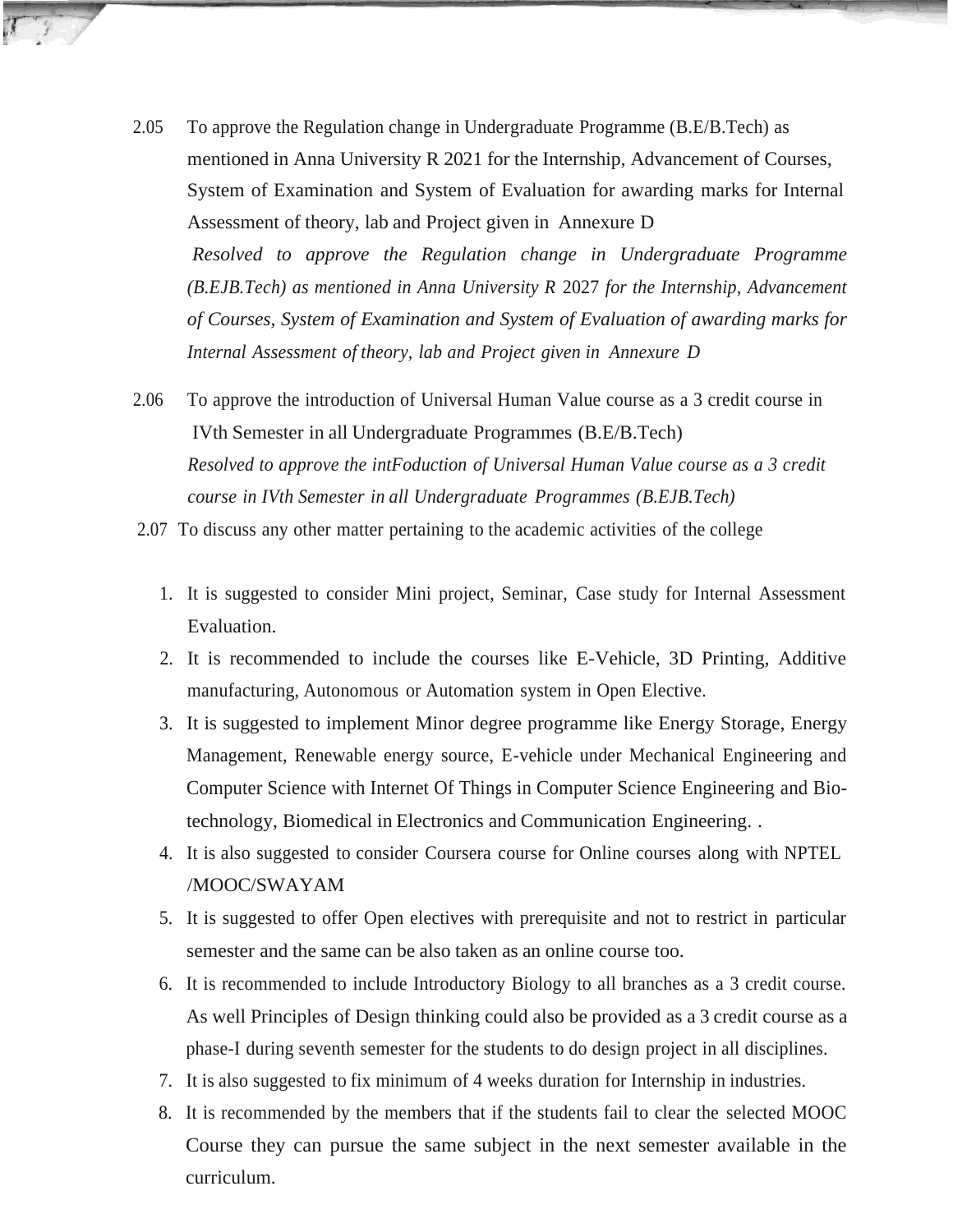2.05 To approve the Regulation change in Undergraduate Programme (B.E/B.Tech) as mentioned in Anna University R 2021 for the Internship, Advancement of Courses, System of Examination and System of Evaluation for awarding marks for Internal Assessment of theory, lab and Project given in Annexure D

*Resolved to approve the Regulation change in Undergraduate Programme (B.EJB.Tech) as mentioned in Anna University R 2027 for the Internship, Advancement of Courses, System of Examination and System of Evaluation of awarding marks for Internal Assessment of theory, lab and Project given in Annexure D*

2.06 To approve the introduction of Universal Human Value course as a 3 credit course in IVth Semester in all Undergraduate Programmes (B.E/B.Tech)

*Resolved to approve the intFoduction of Universal Human Value course as a 3 credit course in IVth Semester in all Undergraduate Programmes (B.EJB.Tech)*

2.07 To discuss any other matter pertaining to the academic activities of the college

1. It is suggested to consider Mini project, Seminar, Case study for Internal Assessment Evaluation.
2. It is recommended to include the courses like E-Vehicle, 3D Printing, Additive manufacturing, Autonomous or Automation system in Open Elective.
3. It is suggested to implement Minor degree programme like Energy Storage, Energy Management, Renewable energy source, E-vehicle under Mechanical Engineering and Computer Science with Internet Of Things in Computer Science Engineering and Bio-technology, Biomedical in Electronics and Communication Engineering. .
4. It is also suggested to consider Coursera course for Online courses along with NPTEL /MOOC/SWAYAM
5. It is suggested to offer Open electives with prerequisite and not to restrict in particular semester and the same can be also taken as an online course too.
6. It is recommended to include Introductory Biology to all branches as a 3 credit course. As well Principles of Design thinking could also be provided as a 3 credit course as a phase-I during seventh semester for the students to do design project in all disciplines.
7. It is also suggested to fix minimum of 4 weeks duration for Internship in industries.
8. It is recommended by the members that if the students fail to clear the selected MOOC Course they can pursue the same subject in the next semester available in the curriculum.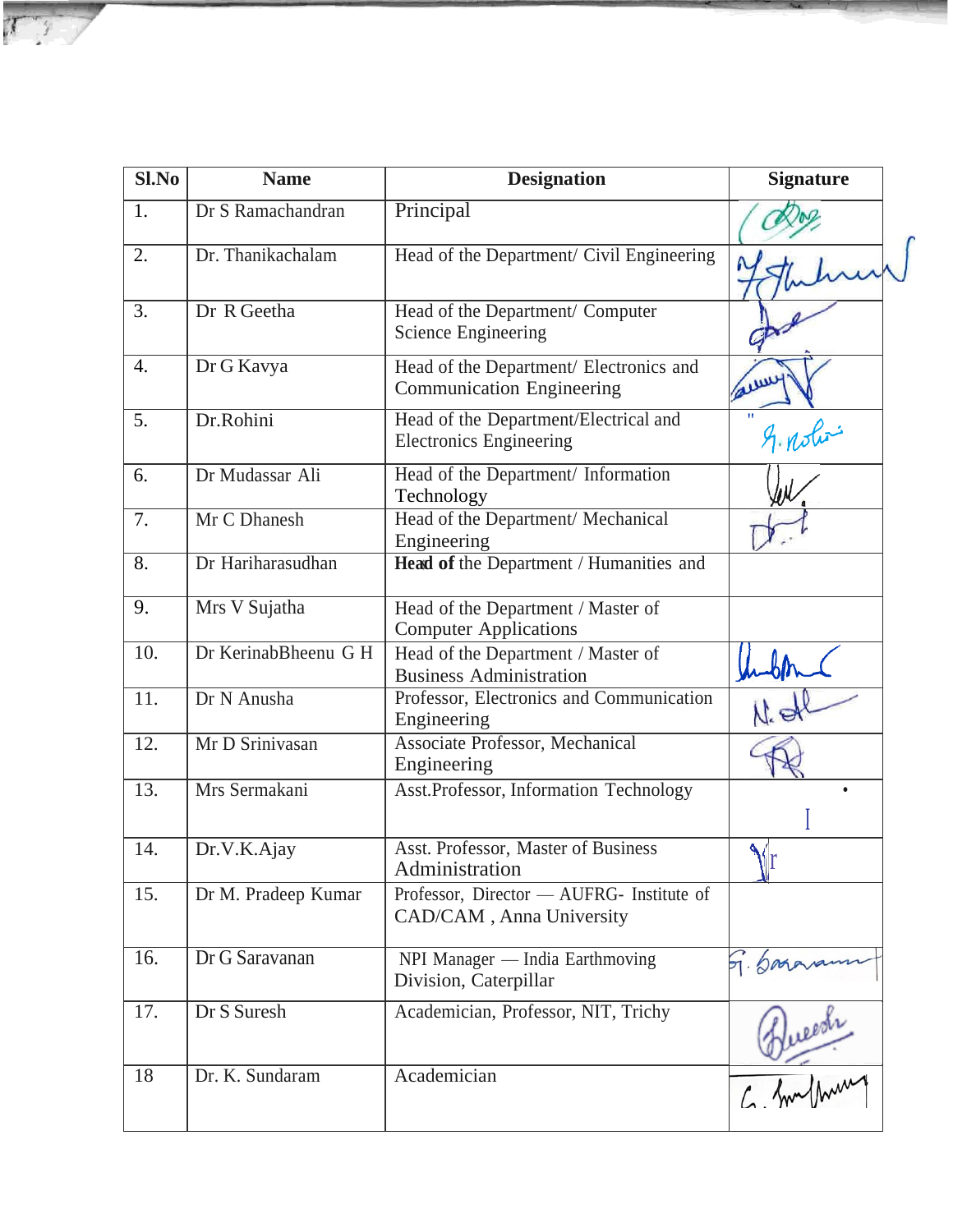| Sl.No | Name | Designation | Signature |
|---|---|---|---|
| 1. | Dr S Ramachandran | Principal | |
| 2. | Dr. Thanikachalam | Head of the Department/ Civil Engineering | |
| 3. | Dr R Geetha | Head of the Department/ Computer Science Engineering | |
| 4. | Dr G Kavya | Head of the Department/ Electronics and Communication Engineering | |
| 5. | Dr.Rohini | Head of the Department/Electrical and Electronics Engineering | |
| 6. | Dr Mudassar Ali | Head of the Department/ Information Technology | |
| 7. | Mr C Dhanesh | Head of the Department/ Mechanical Engineering | |
| 8. | Dr Hariharasudhan | **Head of** the Department / Humanities and | |
| 9. | Mrs V Sujatha | Head of the Department / Master of Computer Applications | |
| 10. | Dr KerinabBheenu G H | Head of the Department / Master of Business Administration | |
| 11. | Dr N Anusha | Professor, Electronics and Communication Engineering | |
| 12. | Mr D Srinivasan | Associate Professor, Mechanical Engineering | |
| 13. | Mrs Sermakani | Asst.Professor, Information Technology | |
| 14. | Dr.V.K.Ajay | Asst. Professor, Master of Business Administration | |
| 15. | Dr M. Pradeep Kumar | Professor, Director — AUFRG- Institute of CAD/CAM , Anna University | |
| 16. | Dr G Saravanan | NPI Manager — India Earthmoving Division, Caterpillar | |
| 17. | Dr S Suresh | Academician, Professor, NIT, Trichy | |
| 18 | Dr. K. Sundaram | Academician | |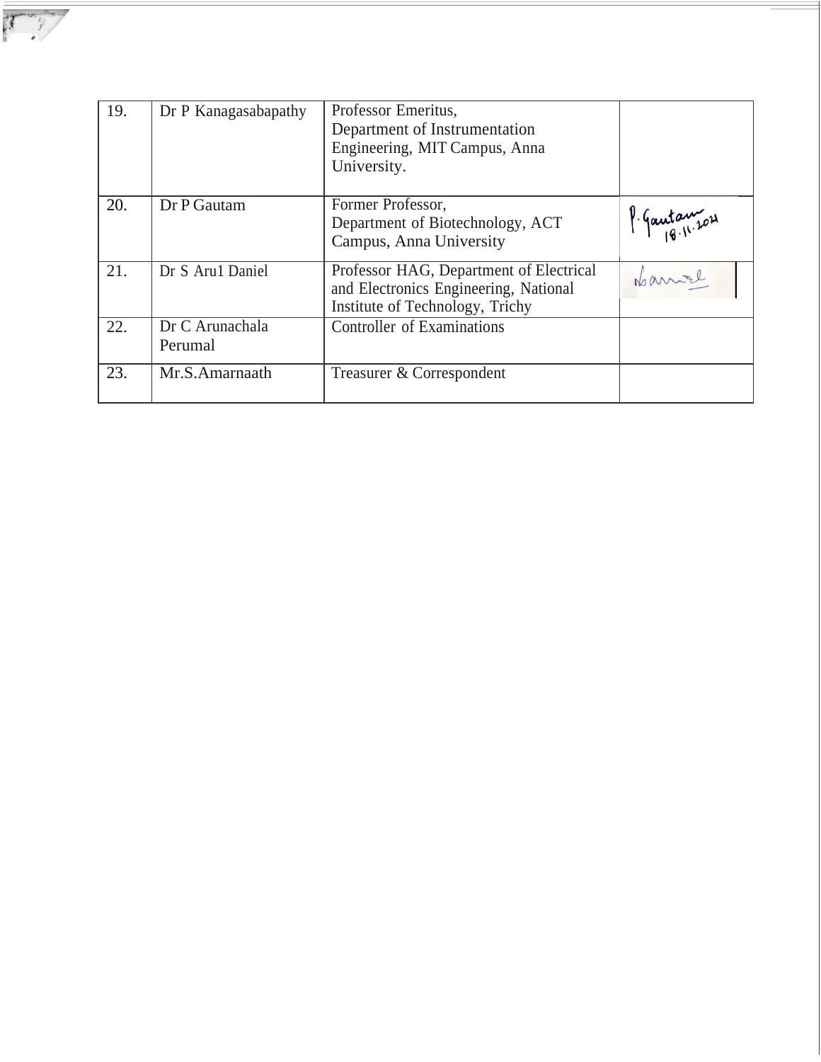| | | | |
|---|---|---|---|
| 19. | Dr P Kanagasabapathy | Professor Emeritus, Department of Instrumentation Engineering, MIT Campus, Anna University. | |
| 20. | Dr P Gautam | Former Professor, Department of Biotechnology, ACT Campus, Anna University | P. Gautam 18.11.2021 |
| 21. | Dr S Aru1 Daniel | Professor HAG, Department of Electrical and Electronics Engineering, National Institute of Technology, Trichy | Samuel |
| 22. | Dr C Arunachala Perumal | Controller of Examinations | |
| 23. | Mr.S.Amarnaath | Treasurer & Correspondent | |